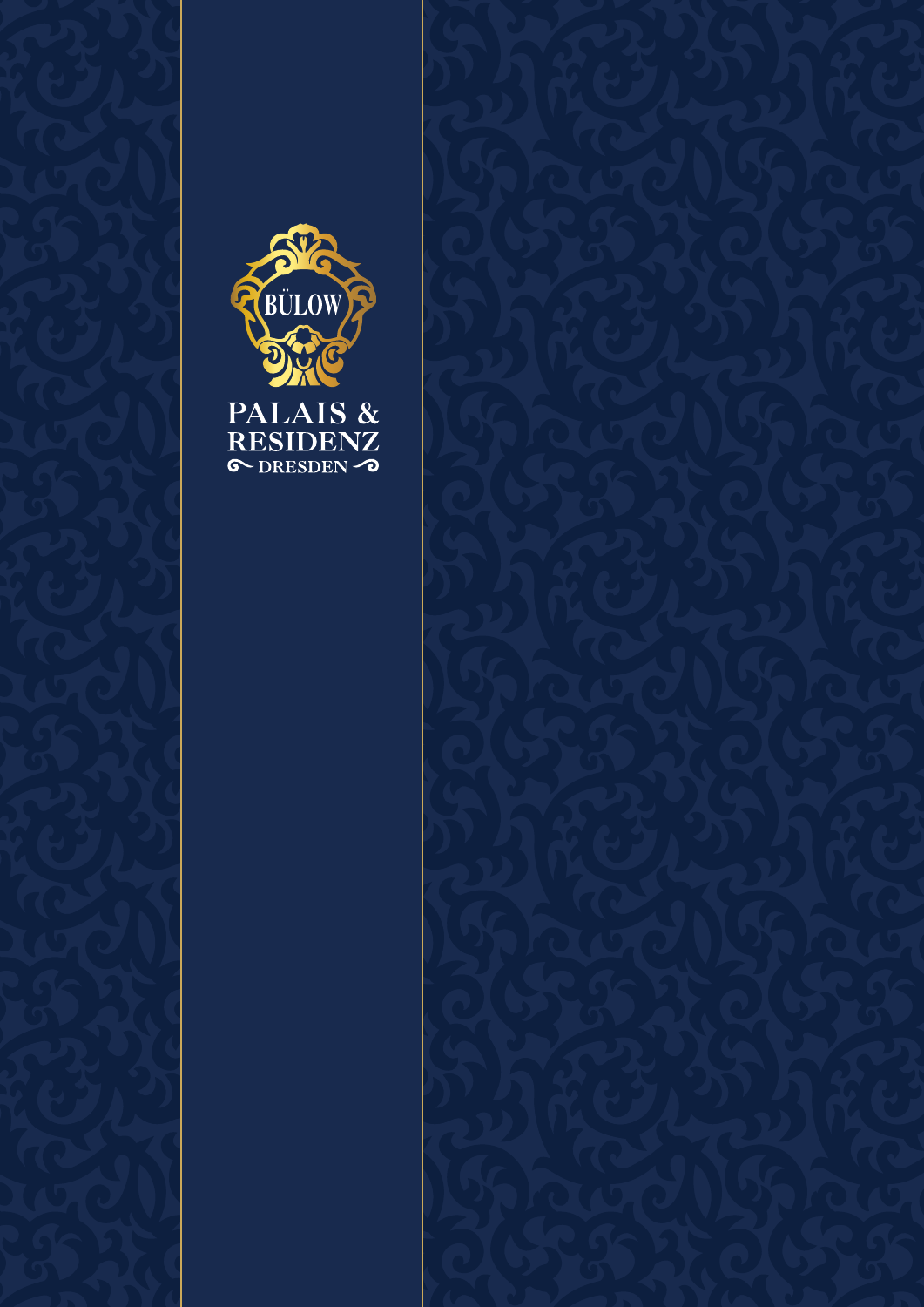BÜLOW

# PALAIS & RESIDENZ

DRESDEN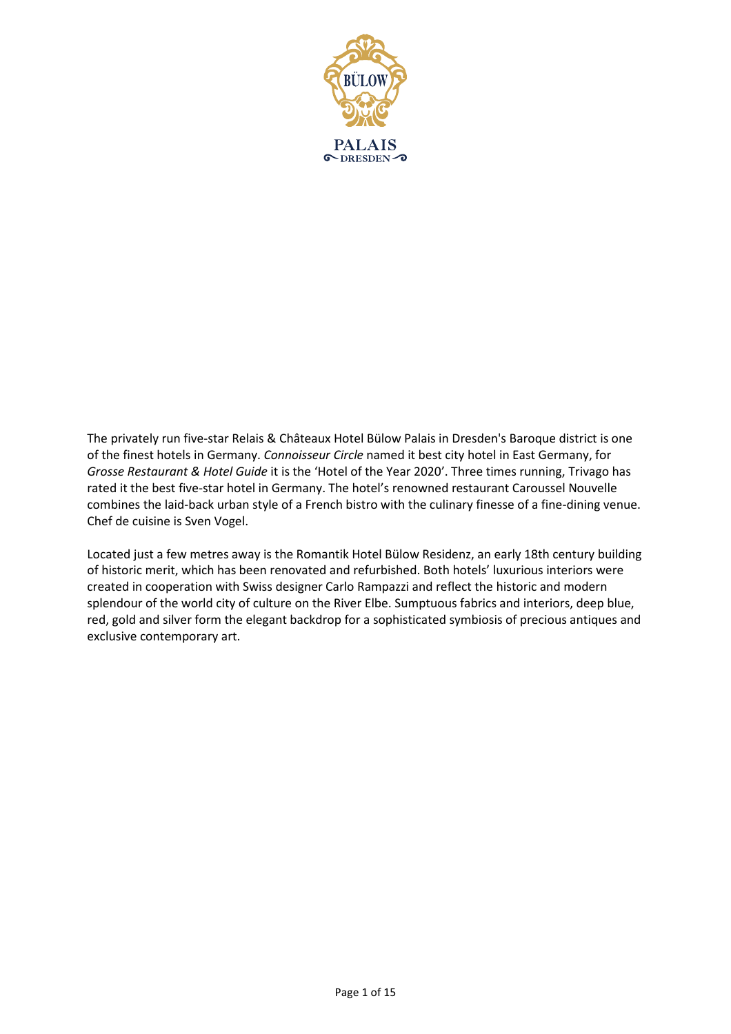The privately run five-star Relais & Châteaux Hotel Bülow Palais in Dresden's Baroque district is one of the finest hotels in Germany. *Connoisseur Circle* named it best city hotel in East Germany, for *Grosse Restaurant & Hotel Guide* it is the 'Hotel of the Year 2020'. Three times running, Trivago has rated it the best five-star hotel in Germany. The hotel's renowned restaurant Caroussel Nouvelle combines the laid-back urban style of a French bistro with the culinary finesse of a fine-dining venue. Chef de cuisine is Sven Vogel.

Located just a few metres away is the Romantik Hotel Bülow Residenz, an early 18th century building of historic merit, which has been renovated and refurbished. Both hotels' luxurious interiors were created in cooperation with Swiss designer Carlo Rampazzi and reflect the historic and modern splendour of the world city of culture on the River Elbe. Sumptuous fabrics and interiors, deep blue, red, gold and silver form the elegant backdrop for a sophisticated symbiosis of precious antiques and exclusive contemporary art.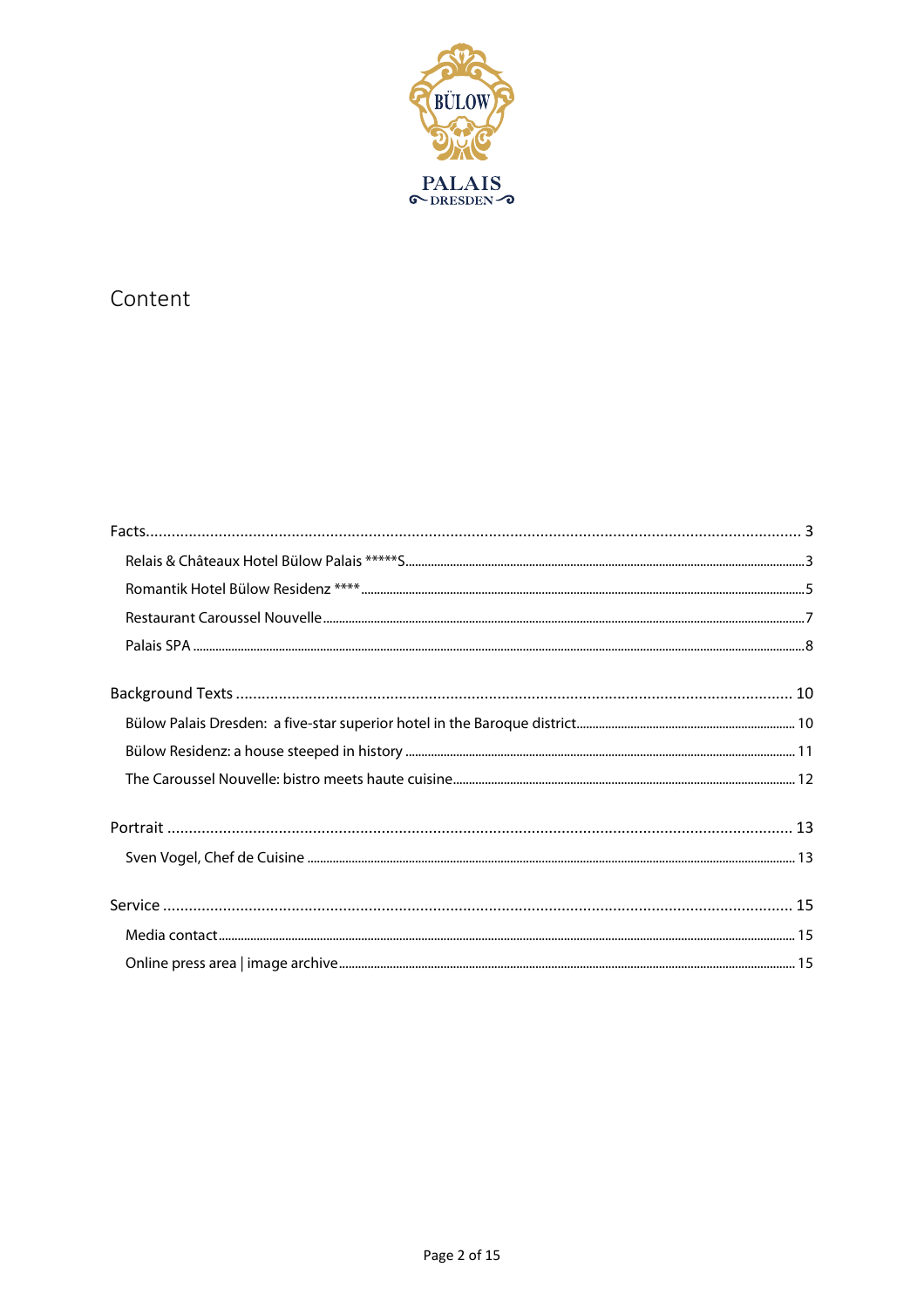BÜLOW PALAIS DRESDEN

# Content

- Facts ... 3
  - Relais & Châteaux Hotel Bülow Palais *****S ... 3
  - Romantik Hotel Bülow Residenz **** ... 5
  - Restaurant Caroussel Nouvelle ... 7
  - Palais SPA ... 8
- Background Texts ... 10
  - Bülow Palais Dresden: a five-star superior hotel in the Baroque district ... 10
  - Bülow Residenz: a house steeped in history ... 11
  - The Caroussel Nouvelle: bistro meets haute cuisine ... 12
- Portrait ... 13
  - Sven Vogel, Chef de Cuisine ... 13
- Service ... 15
  - Media contact ... 15
  - Online press area | image archive ... 15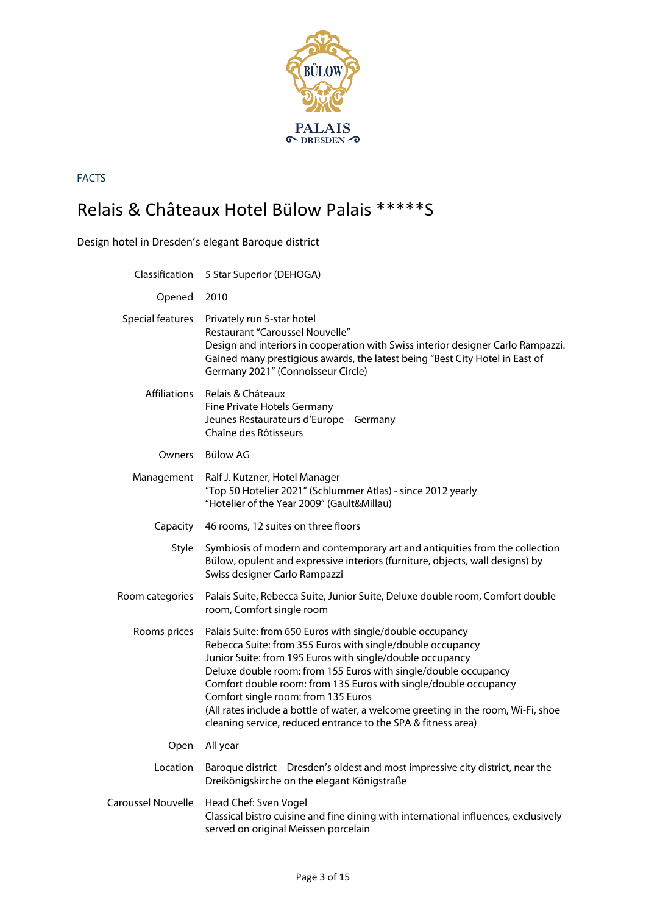FACTS

# Relais & Châteaux Hotel Bülow Palais *****S

Design hotel in Dresden's elegant Baroque district

| | |
|---|---|
| Classification | 5 Star Superior (DEHOGA) |
| Opened | 2010 |
| Special features | Privately run 5-star hotel<br>Restaurant "Caroussel Nouvelle"<br>Design and interiors in cooperation with Swiss interior designer Carlo Rampazzi.<br>Gained many prestigious awards, the latest being "Best City Hotel in East of Germany 2021" (Connoisseur Circle) |
| Affiliations | Relais & Châteaux<br>Fine Private Hotels Germany<br>Jeunes Restaurateurs d'Europe – Germany<br>Chaîne des Rôtisseurs |
| Owners | Bülow AG |
| Management | Ralf J. Kutzner, Hotel Manager<br>"Top 50 Hotelier 2021" (Schlummer Atlas) - since 2012 yearly<br>"Hotelier of the Year 2009" (Gault&Millau) |
| Capacity | 46 rooms, 12 suites on three floors |
| Style | Symbiosis of modern and contemporary art and antiquities from the collection Bülow, opulent and expressive interiors (furniture, objects, wall designs) by Swiss designer Carlo Rampazzi |
| Room categories | Palais Suite, Rebecca Suite, Junior Suite, Deluxe double room, Comfort double room, Comfort single room |
| Rooms prices | Palais Suite: from 650 Euros with single/double occupancy<br>Rebecca Suite: from 355 Euros with single/double occupancy<br>Junior Suite: from 195 Euros with single/double occupancy<br>Deluxe double room: from 155 Euros with single/double occupancy<br>Comfort double room: from 135 Euros with single/double occupancy<br>Comfort single room: from 135 Euros<br>(All rates include a bottle of water, a welcome greeting in the room, Wi-Fi, shoe cleaning service, reduced entrance to the SPA & fitness area) |
| Open | All year |
| Location | Baroque district – Dresden's oldest and most impressive city district, near the Dreikönigskirche on the elegant Königstraße |
| Caroussel Nouvelle | Head Chef: Sven Vogel<br>Classical bistro cuisine and fine dining with international influences, exclusively served on original Meissen porcelain |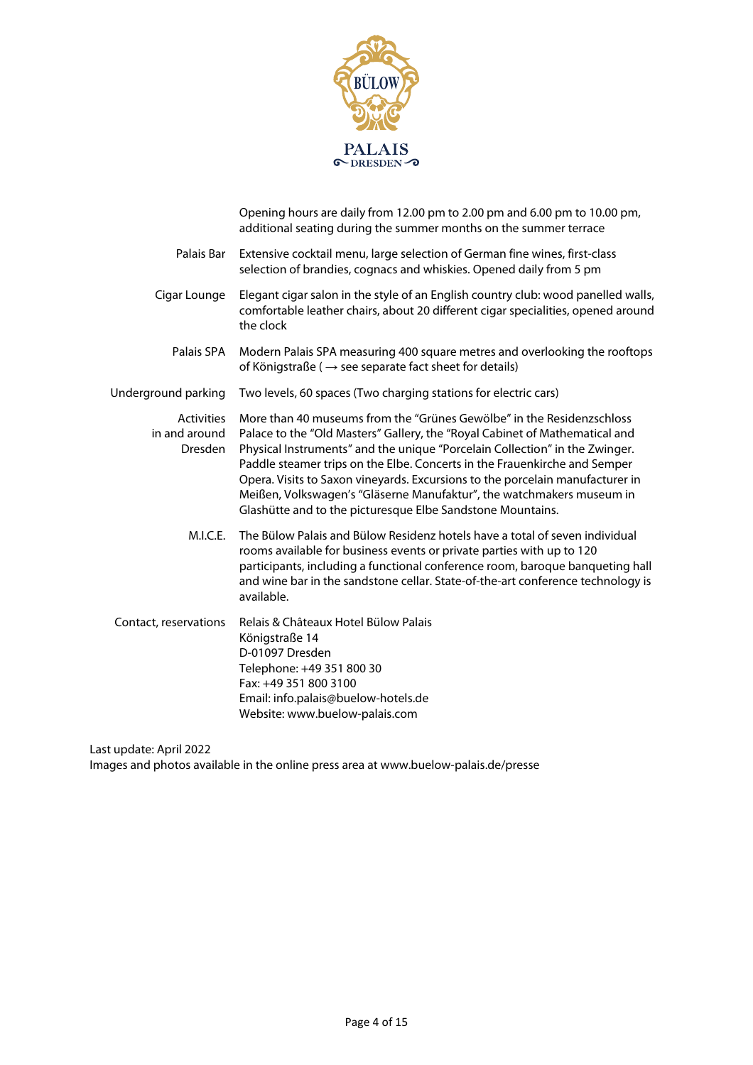Opening hours are daily from 12.00 pm to 2.00 pm and 6.00 pm to 10.00 pm, additional seating during the summer months on the summer terrace

| | |
|---|---|
| Palais Bar | Extensive cocktail menu, large selection of German fine wines, first-class selection of brandies, cognacs and whiskies. Opened daily from 5 pm |
| Cigar Lounge | Elegant cigar salon in the style of an English country club: wood panelled walls, comfortable leather chairs, about 20 different cigar specialities, opened around the clock |
| Palais SPA | Modern Palais SPA measuring 400 square metres and overlooking the rooftops of Königstraße ( → see separate fact sheet for details) |
| Underground parking | Two levels, 60 spaces (Two charging stations for electric cars) |
| Activities in and around Dresden | More than 40 museums from the "Grünes Gewölbe" in the Residenzschloss Palace to the "Old Masters" Gallery, the "Royal Cabinet of Mathematical and Physical Instruments" and the unique "Porcelain Collection" in the Zwinger. Paddle steamer trips on the Elbe. Concerts in the Frauenkirche and Semper Opera. Visits to Saxon vineyards. Excursions to the porcelain manufacturer in Meißen, Volkswagen's "Gläserne Manufaktur", the watchmakers museum in Glashütte and to the picturesque Elbe Sandstone Mountains. |
| M.I.C.E. | The Bülow Palais and Bülow Residenz hotels have a total of seven individual rooms available for business events or private parties with up to 120 participants, including a functional conference room, baroque banqueting hall and wine bar in the sandstone cellar. State-of-the-art conference technology is available. |
| Contact, reservations | Relais & Châteaux Hotel Bülow Palais<br>Königstraße 14<br>D-01097 Dresden<br>Telephone: +49 351 800 30<br>Fax: +49 351 800 3100<br>Email: info.palais@buelow-hotels.de<br>Website: www.buelow-palais.com |

Last update: April 2022
Images and photos available in the online press area at www.buelow-palais.de/presse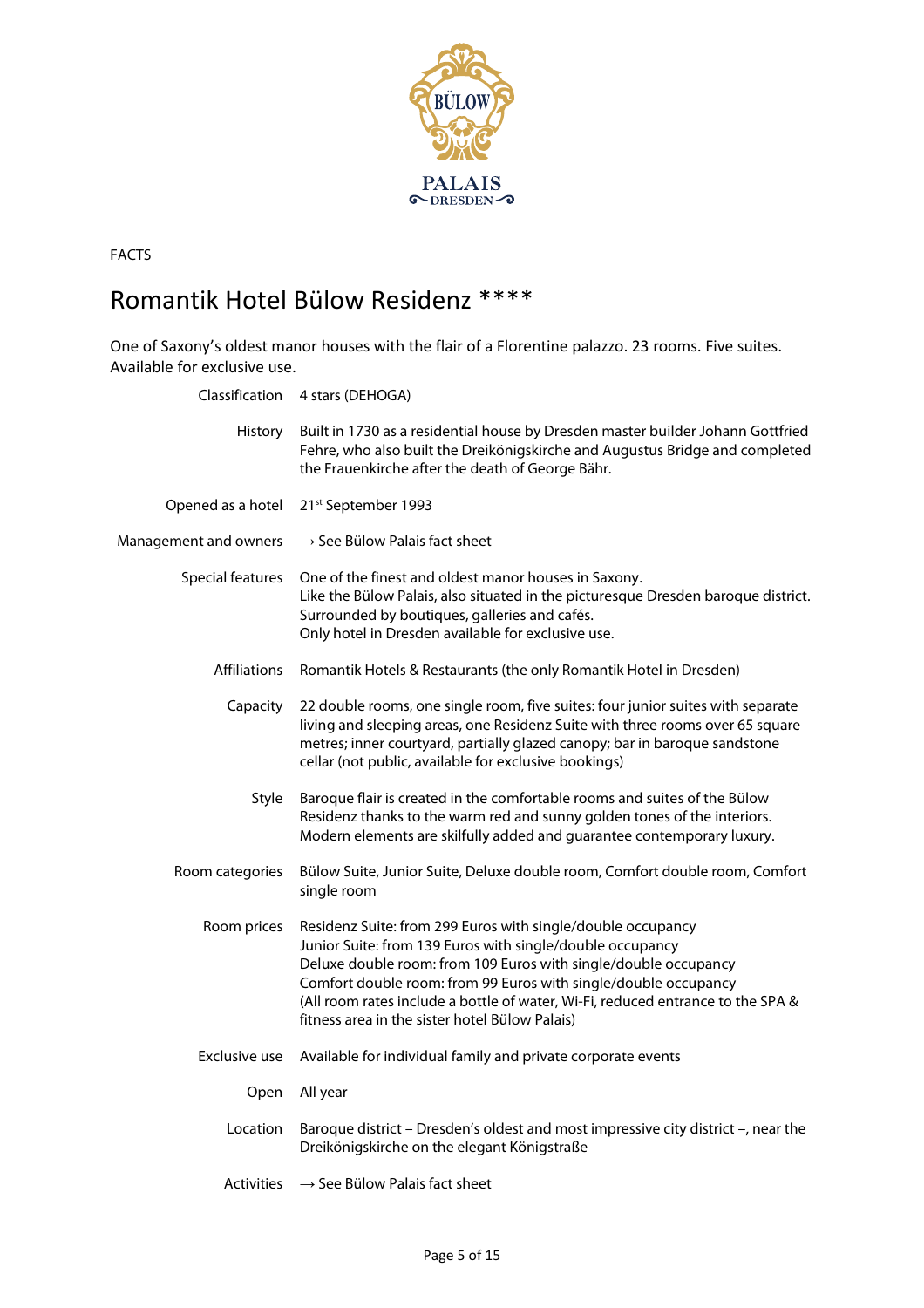FACTS

# Romantik Hotel Bülow Residenz ****

One of Saxony's oldest manor houses with the flair of a Florentine palazzo. 23 rooms. Five suites. Available for exclusive use.

| | |
|---|---|
| Classification | 4 stars (DEHOGA) |
| History | Built in 1730 as a residential house by Dresden master builder Johann Gottfried Fehre, who also built the Dreikönigskirche and Augustus Bridge and completed the Frauenkirche after the death of George Bähr. |
| Opened as a hotel | 21st September 1993 |
| Management and owners | → See Bülow Palais fact sheet |
| Special features | One of the finest and oldest manor houses in Saxony.<br>Like the Bülow Palais, also situated in the picturesque Dresden baroque district.<br>Surrounded by boutiques, galleries and cafés.<br>Only hotel in Dresden available for exclusive use. |
| Affiliations | Romantik Hotels & Restaurants (the only Romantik Hotel in Dresden) |
| Capacity | 22 double rooms, one single room, five suites: four junior suites with separate living and sleeping areas, one Residenz Suite with three rooms over 65 square metres; inner courtyard, partially glazed canopy; bar in baroque sandstone cellar (not public, available for exclusive bookings) |
| Style | Baroque flair is created in the comfortable rooms and suites of the Bülow Residenz thanks to the warm red and sunny golden tones of the interiors. Modern elements are skilfully added and guarantee contemporary luxury. |
| Room categories | Bülow Suite, Junior Suite, Deluxe double room, Comfort double room, Comfort single room |
| Room prices | Residenz Suite: from 299 Euros with single/double occupancy<br>Junior Suite: from 139 Euros with single/double occupancy<br>Deluxe double room: from 109 Euros with single/double occupancy<br>Comfort double room: from 99 Euros with single/double occupancy<br>(All room rates include a bottle of water, Wi-Fi, reduced entrance to the SPA & fitness area in the sister hotel Bülow Palais) |
| Exclusive use | Available for individual family and private corporate events |
| Open | All year |
| Location | Baroque district – Dresden's oldest and most impressive city district –, near the Dreikönigskirche on the elegant Königstraße |
| Activities | → See Bülow Palais fact sheet |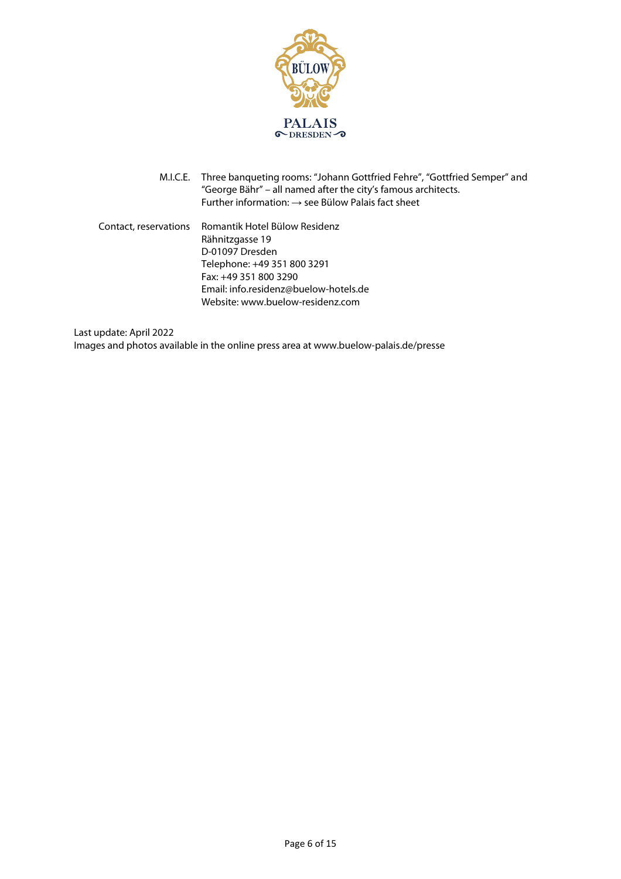| | |
|---|---|
| M.I.C.E. | Three banqueting rooms: "Johann Gottfried Fehre", "Gottfried Semper" and "George Bähr" – all named after the city's famous architects.<br>Further information: → see Bülow Palais fact sheet |
| Contact, reservations | Romantik Hotel Bülow Residenz<br>Rähnitzgasse 19<br>D-01097 Dresden<br>Telephone: +49 351 800 3291<br>Fax: +49 351 800 3290<br>Email: info.residenz@buelow-hotels.de<br>Website: www.buelow-residenz.com |

Last update: April 2022
Images and photos available in the online press area at www.buelow-palais.de/presse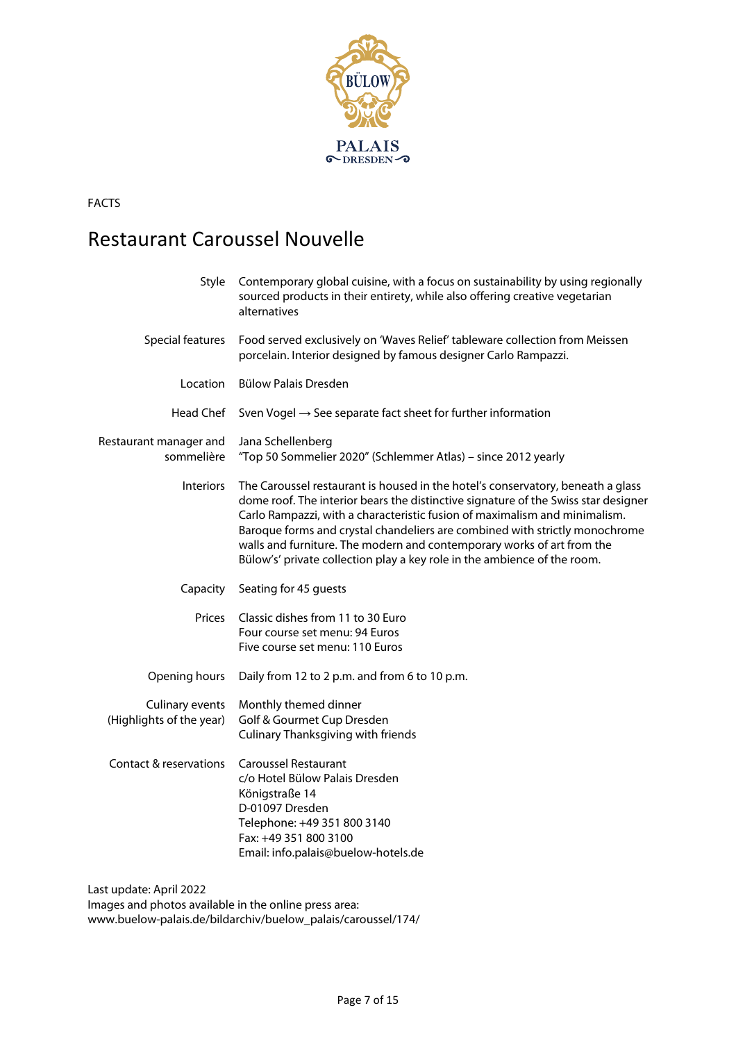FACTS

# Restaurant Caroussel Nouvelle

| | |
|---|---|
| Style | Contemporary global cuisine, with a focus on sustainability by using regionally sourced products in their entirety, while also offering creative vegetarian alternatives |
| Special features | Food served exclusively on 'Waves Relief' tableware collection from Meissen porcelain. Interior designed by famous designer Carlo Rampazzi. |
| Location | Bülow Palais Dresden |
| Head Chef | Sven Vogel → See separate fact sheet for further information |
| Restaurant manager and sommelière | Jana Schellenberg<br>"Top 50 Sommelier 2020" (Schlemmer Atlas) – since 2012 yearly |
| Interiors | The Caroussel restaurant is housed in the hotel's conservatory, beneath a glass dome roof. The interior bears the distinctive signature of the Swiss star designer Carlo Rampazzi, with a characteristic fusion of maximalism and minimalism. Baroque forms and crystal chandeliers are combined with strictly monochrome walls and furniture. The modern and contemporary works of art from the Bülow's' private collection play a key role in the ambience of the room. |
| Capacity | Seating for 45 guests |
| Prices | Classic dishes from 11 to 30 Euro<br>Four course set menu: 94 Euros<br>Five course set menu: 110 Euros |
| Opening hours | Daily from 12 to 2 p.m. and from 6 to 10 p.m. |
| Culinary events (Highlights of the year) | Monthly themed dinner<br>Golf & Gourmet Cup Dresden<br>Culinary Thanksgiving with friends |
| Contact & reservations | Caroussel Restaurant<br>c/o Hotel Bülow Palais Dresden<br>Königstraße 14<br>D-01097 Dresden<br>Telephone: +49 351 800 3140<br>Fax: +49 351 800 3100<br>Email: info.palais@buelow-hotels.de |

Last update: April 2022
Images and photos available in the online press area:
www.buelow-palais.de/bildarchiv/buelow_palais/caroussel/174/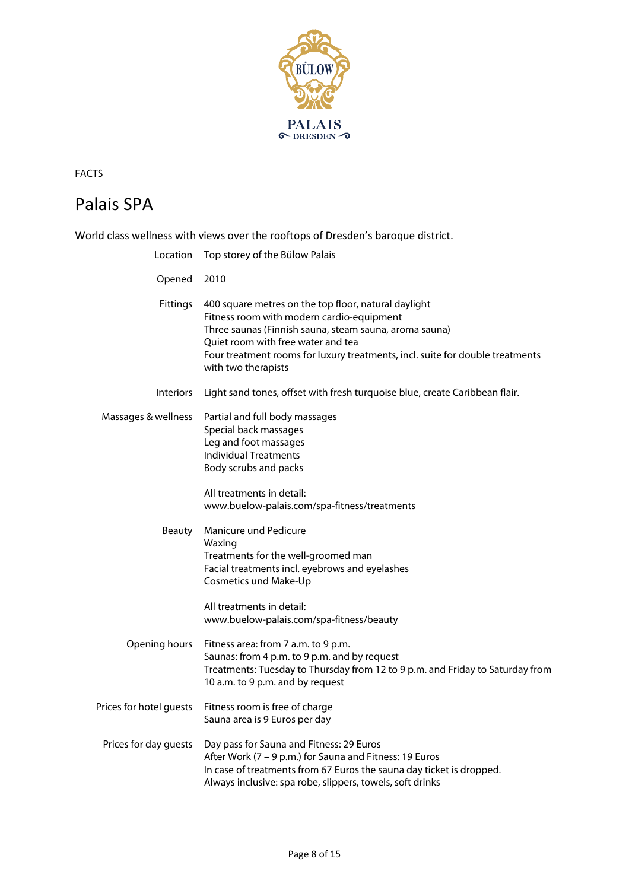BÜLOW

PALAIS
DRESDEN

FACTS

# Palais SPA

World class wellness with views over the rooftops of Dresden's baroque district.

| | |
|---|---|
| Location | Top storey of the Bülow Palais |
| Opened | 2010 |
| Fittings | 400 square metres on the top floor, natural daylight<br>Fitness room with modern cardio-equipment<br>Three saunas (Finnish sauna, steam sauna, aroma sauna)<br>Quiet room with free water and tea<br>Four treatment rooms for luxury treatments, incl. suite for double treatments with two therapists |
| Interiors | Light sand tones, offset with fresh turquoise blue, create Caribbean flair. |
| Massages & wellness | Partial and full body massages<br>Special back massages<br>Leg and foot massages<br>Individual Treatments<br>Body scrubs and packs<br><br>All treatments in detail:<br>www.buelow-palais.com/spa-fitness/treatments |
| Beauty | Manicure und Pedicure<br>Waxing<br>Treatments for the well-groomed man<br>Facial treatments incl. eyebrows and eyelashes<br>Cosmetics und Make-Up<br><br>All treatments in detail:<br>www.buelow-palais.com/spa-fitness/beauty |
| Opening hours | Fitness area: from 7 a.m. to 9 p.m.<br>Saunas: from 4 p.m. to 9 p.m. and by request<br>Treatments: Tuesday to Thursday from 12 to 9 p.m. and Friday to Saturday from 10 a.m. to 9 p.m. and by request |
| Prices for hotel guests | Fitness room is free of charge<br>Sauna area is 9 Euros per day |
| Prices for day guests | Day pass for Sauna and Fitness: 29 Euros<br>After Work (7 – 9 p.m.) for Sauna and Fitness: 19 Euros<br>In case of treatments from 67 Euros the sauna day ticket is dropped.<br>Always inclusive: spa robe, slippers, towels, soft drinks |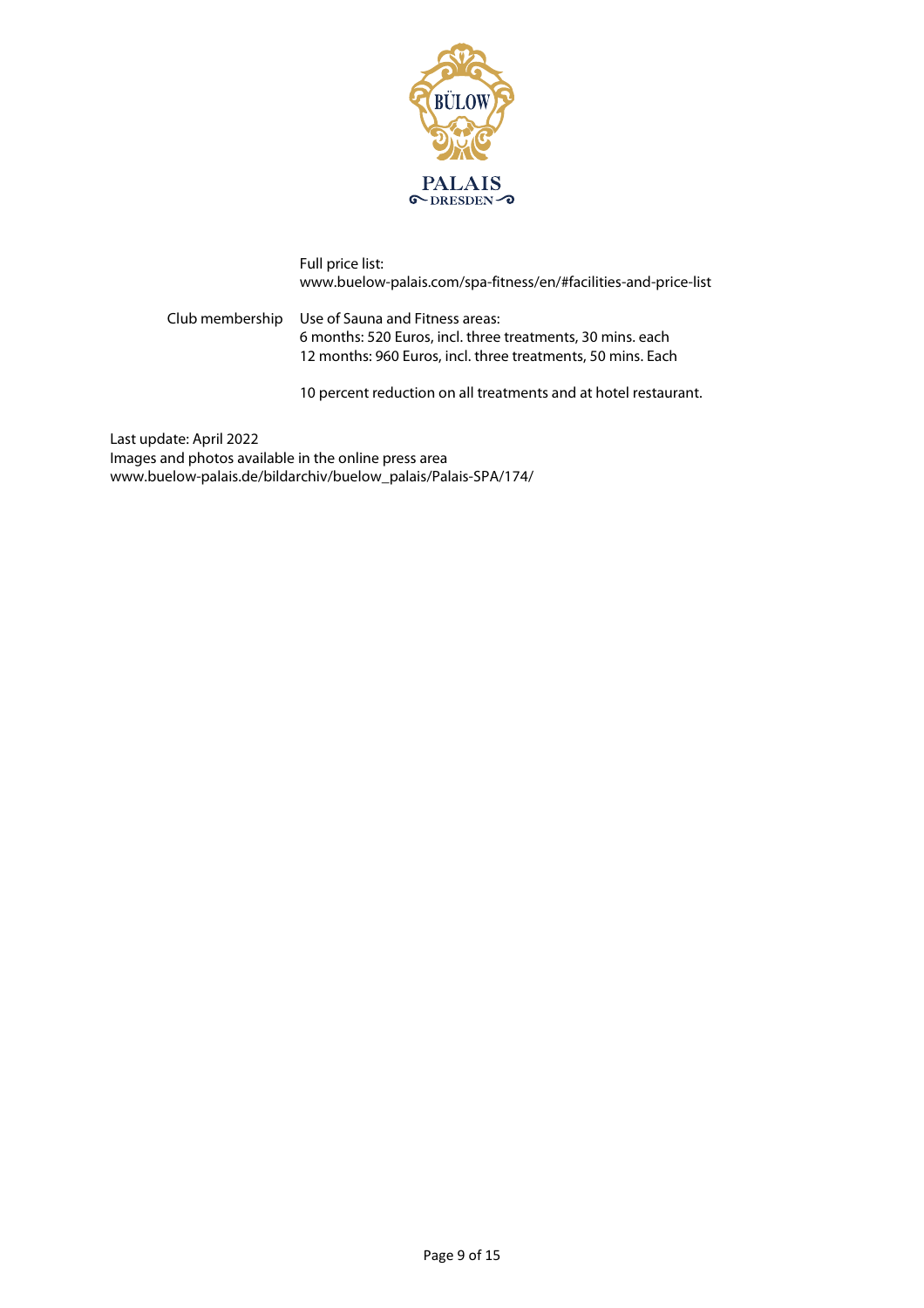| | |
|---|---|
| | Full price list:<br>www.buelow-palais.com/spa-fitness/en/#facilities-and-price-list |
| Club membership | Use of Sauna and Fitness areas:<br>6 months: 520 Euros, incl. three treatments, 30 mins. each<br>12 months: 960 Euros, incl. three treatments, 50 mins. Each<br><br>10 percent reduction on all treatments and at hotel restaurant. |

Last update: April 2022
Images and photos available in the online press area
www.buelow-palais.de/bildarchiv/buelow_palais/Palais-SPA/174/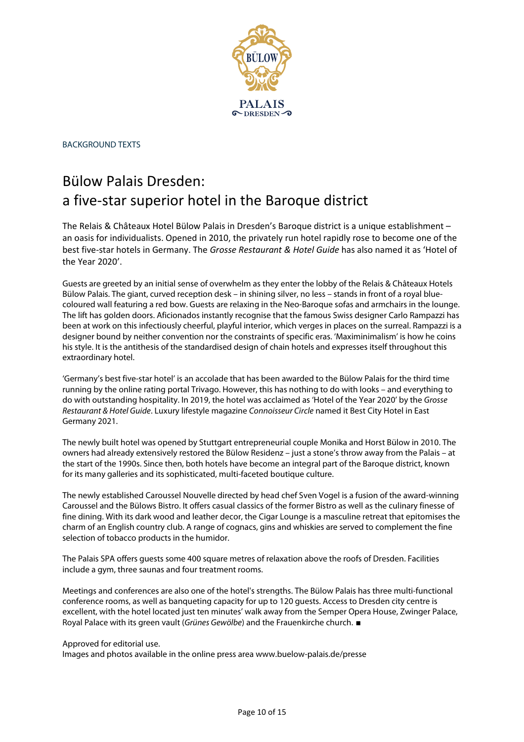BACKGROUND TEXTS

# Bülow Palais Dresden:
# a five-star superior hotel in the Baroque district

The Relais & Châteaux Hotel Bülow Palais in Dresden's Baroque district is a unique establishment – an oasis for individualists. Opened in 2010, the privately run hotel rapidly rose to become one of the best five-star hotels in Germany. The *Grosse Restaurant & Hotel Guide* has also named it as 'Hotel of the Year 2020'.

Guests are greeted by an initial sense of overwhelm as they enter the lobby of the Relais & Châteaux Hotels Bülow Palais. The giant, curved reception desk – in shining silver, no less – stands in front of a royal blue-coloured wall featuring a red bow. Guests are relaxing in the Neo-Baroque sofas and armchairs in the lounge. The lift has golden doors. Aficionados instantly recognise that the famous Swiss designer Carlo Rampazzi has been at work on this infectiously cheerful, playful interior, which verges in places on the surreal. Rampazzi is a designer bound by neither convention nor the constraints of specific eras. 'Maximinimalism' is how he coins his style. It is the antithesis of the standardised design of chain hotels and expresses itself throughout this extraordinary hotel.

'Germany's best five-star hotel' is an accolade that has been awarded to the Bülow Palais for the third time running by the online rating portal Trivago. However, this has nothing to do with looks – and everything to do with outstanding hospitality. In 2019, the hotel was acclaimed as 'Hotel of the Year 2020' by the *Grosse Restaurant & Hotel Guide*. Luxury lifestyle magazine *Connoisseur Circle* named it Best City Hotel in East Germany 2021.

The newly built hotel was opened by Stuttgart entrepreneurial couple Monika and Horst Bülow in 2010. The owners had already extensively restored the Bülow Residenz – just a stone's throw away from the Palais – at the start of the 1990s. Since then, both hotels have become an integral part of the Baroque district, known for its many galleries and its sophisticated, multi-faceted boutique culture.

The newly established Caroussel Nouvelle directed by head chef Sven Vogel is a fusion of the award-winning Caroussel and the Bülows Bistro. It offers casual classics of the former Bistro as well as the culinary finesse of fine dining. With its dark wood and leather decor, the Cigar Lounge is a masculine retreat that epitomises the charm of an English country club. A range of cognacs, gins and whiskies are served to complement the fine selection of tobacco products in the humidor.

The Palais SPA offers guests some 400 square metres of relaxation above the roofs of Dresden. Facilities include a gym, three saunas and four treatment rooms.

Meetings and conferences are also one of the hotel's strengths. The Bülow Palais has three multi-functional conference rooms, as well as banqueting capacity for up to 120 guests. Access to Dresden city centre is excellent, with the hotel located just ten minutes' walk away from the Semper Opera House, Zwinger Palace, Royal Palace with its green vault (*Grünes Gewölbe*) and the Frauenkirche church. ■

Approved for editorial use.
Images and photos available in the online press area www.buelow-palais.de/presse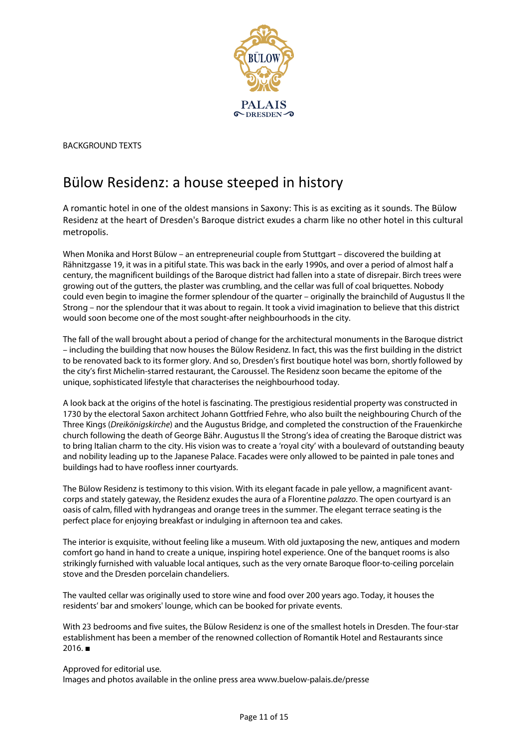BACKGROUND TEXTS

# Bülow Residenz: a house steeped in history

A romantic hotel in one of the oldest mansions in Saxony: This is as exciting as it sounds. The Bülow Residenz at the heart of Dresden's Baroque district exudes a charm like no other hotel in this cultural metropolis.

When Monika and Horst Bülow – an entrepreneurial couple from Stuttgart – discovered the building at Rähnitzgasse 19, it was in a pitiful state. This was back in the early 1990s, and over a period of almost half a century, the magnificent buildings of the Baroque district had fallen into a state of disrepair. Birch trees were growing out of the gutters, the plaster was crumbling, and the cellar was full of coal briquettes. Nobody could even begin to imagine the former splendour of the quarter – originally the brainchild of Augustus II the Strong – nor the splendour that it was about to regain. It took a vivid imagination to believe that this district would soon become one of the most sought-after neighbourhoods in the city.

The fall of the wall brought about a period of change for the architectural monuments in the Baroque district – including the building that now houses the Bülow Residenz. In fact, this was the first building in the district to be renovated back to its former glory. And so, Dresden's first boutique hotel was born, shortly followed by the city's first Michelin-starred restaurant, the Caroussel. The Residenz soon became the epitome of the unique, sophisticated lifestyle that characterises the neighbourhood today.

A look back at the origins of the hotel is fascinating. The prestigious residential property was constructed in 1730 by the electoral Saxon architect Johann Gottfried Fehre, who also built the neighbouring Church of the Three Kings (*Dreikönigskirche*) and the Augustus Bridge, and completed the construction of the Frauenkirche church following the death of George Bähr. Augustus II the Strong's idea of creating the Baroque district was to bring Italian charm to the city. His vision was to create a 'royal city' with a boulevard of outstanding beauty and nobility leading up to the Japanese Palace. Facades were only allowed to be painted in pale tones and buildings had to have roofless inner courtyards.

The Bülow Residenz is testimony to this vision. With its elegant facade in pale yellow, a magnificent avant-corps and stately gateway, the Residenz exudes the aura of a Florentine *palazzo*. The open courtyard is an oasis of calm, filled with hydrangeas and orange trees in the summer. The elegant terrace seating is the perfect place for enjoying breakfast or indulging in afternoon tea and cakes.

The interior is exquisite, without feeling like a museum. With old juxtaposing the new, antiques and modern comfort go hand in hand to create a unique, inspiring hotel experience. One of the banquet rooms is also strikingly furnished with valuable local antiques, such as the very ornate Baroque floor-to-ceiling porcelain stove and the Dresden porcelain chandeliers.

The vaulted cellar was originally used to store wine and food over 200 years ago. Today, it houses the residents' bar and smokers' lounge, which can be booked for private events.

With 23 bedrooms and five suites, the Bülow Residenz is one of the smallest hotels in Dresden. The four-star establishment has been a member of the renowned collection of Romantik Hotel and Restaurants since 2016. ■

Approved for editorial use.
Images and photos available in the online press area www.buelow-palais.de/presse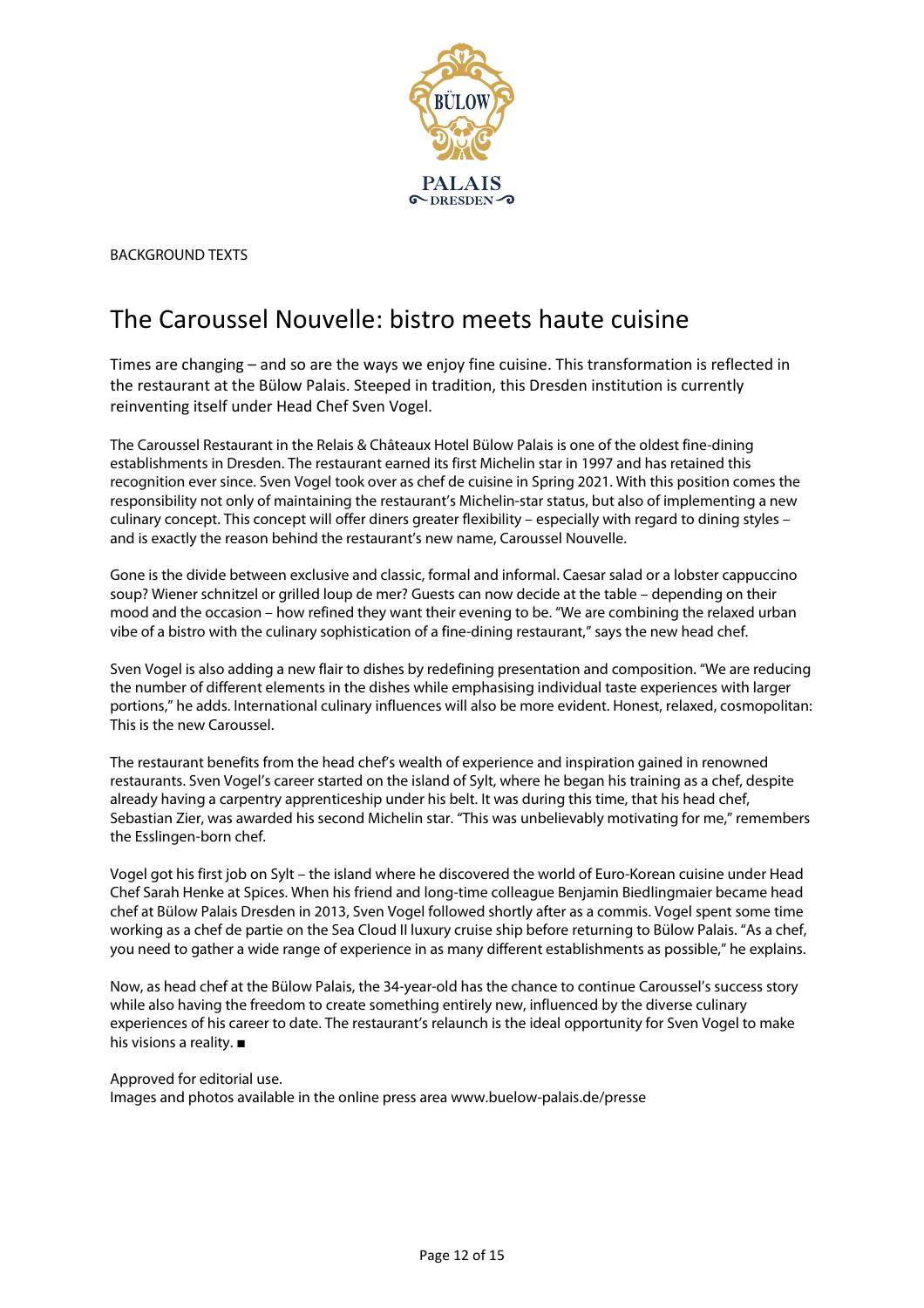BACKGROUND TEXTS

# The Caroussel Nouvelle: bistro meets haute cuisine

Times are changing – and so are the ways we enjoy fine cuisine. This transformation is reflected in the restaurant at the Bülow Palais. Steeped in tradition, this Dresden institution is currently reinventing itself under Head Chef Sven Vogel.

The Caroussel Restaurant in the Relais & Châteaux Hotel Bülow Palais is one of the oldest fine-dining establishments in Dresden. The restaurant earned its first Michelin star in 1997 and has retained this recognition ever since. Sven Vogel took over as chef de cuisine in Spring 2021. With this position comes the responsibility not only of maintaining the restaurant's Michelin-star status, but also of implementing a new culinary concept. This concept will offer diners greater flexibility – especially with regard to dining styles – and is exactly the reason behind the restaurant's new name, Caroussel Nouvelle.

Gone is the divide between exclusive and classic, formal and informal. Caesar salad or a lobster cappuccino soup? Wiener schnitzel or grilled loup de mer? Guests can now decide at the table – depending on their mood and the occasion – how refined they want their evening to be. "We are combining the relaxed urban vibe of a bistro with the culinary sophistication of a fine-dining restaurant," says the new head chef.

Sven Vogel is also adding a new flair to dishes by redefining presentation and composition. "We are reducing the number of different elements in the dishes while emphasising individual taste experiences with larger portions," he adds. International culinary influences will also be more evident. Honest, relaxed, cosmopolitan: This is the new Caroussel.

The restaurant benefits from the head chef's wealth of experience and inspiration gained in renowned restaurants. Sven Vogel's career started on the island of Sylt, where he began his training as a chef, despite already having a carpentry apprenticeship under his belt. It was during this time, that his head chef, Sebastian Zier, was awarded his second Michelin star. "This was unbelievably motivating for me," remembers the Esslingen-born chef.

Vogel got his first job on Sylt – the island where he discovered the world of Euro-Korean cuisine under Head Chef Sarah Henke at Spices. When his friend and long-time colleague Benjamin Biedlingmaier became head chef at Bülow Palais Dresden in 2013, Sven Vogel followed shortly after as a commis. Vogel spent some time working as a chef de partie on the Sea Cloud II luxury cruise ship before returning to Bülow Palais. "As a chef, you need to gather a wide range of experience in as many different establishments as possible," he explains.

Now, as head chef at the Bülow Palais, the 34-year-old has the chance to continue Caroussel's success story while also having the freedom to create something entirely new, influenced by the diverse culinary experiences of his career to date. The restaurant's relaunch is the ideal opportunity for Sven Vogel to make his visions a reality. ■

Approved for editorial use.
Images and photos available in the online press area www.buelow-palais.de/presse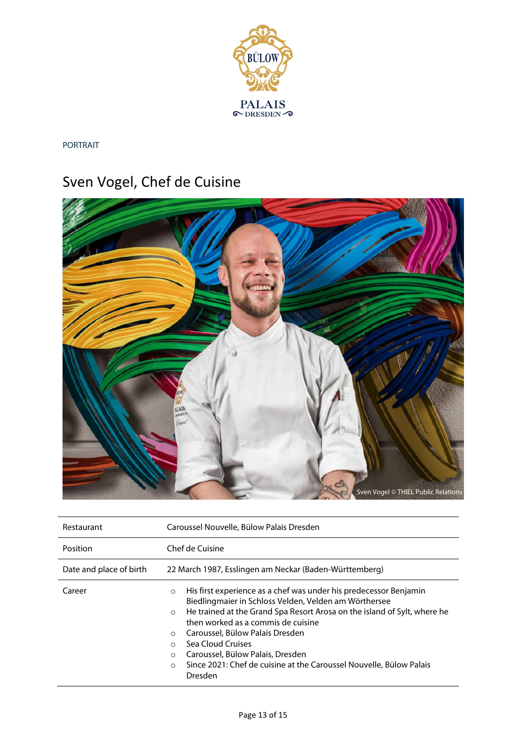PORTRAIT

# Sven Vogel, Chef de Cuisine

Sven Vogel © THIEL Public Relations

| Restaurant | Caroussel Nouvelle, Bülow Palais Dresden |
|---|---|
| Position | Chef de Cuisine |
| Date and place of birth | 22 March 1987, Esslingen am Neckar (Baden-Württemberg) |
| Career | ○ His first experience as a chef was under his predecessor Benjamin Biedlingmaier in Schloss Velden, Velden am Wörthersee<br>○ He trained at the Grand Spa Resort Arosa on the island of Sylt, where he then worked as a commis de cuisine<br>○ Caroussel, Bülow Palais Dresden<br>○ Sea Cloud Cruises<br>○ Caroussel, Bülow Palais, Dresden<br>○ Since 2021: Chef de cuisine at the Caroussel Nouvelle, Bülow Palais Dresden |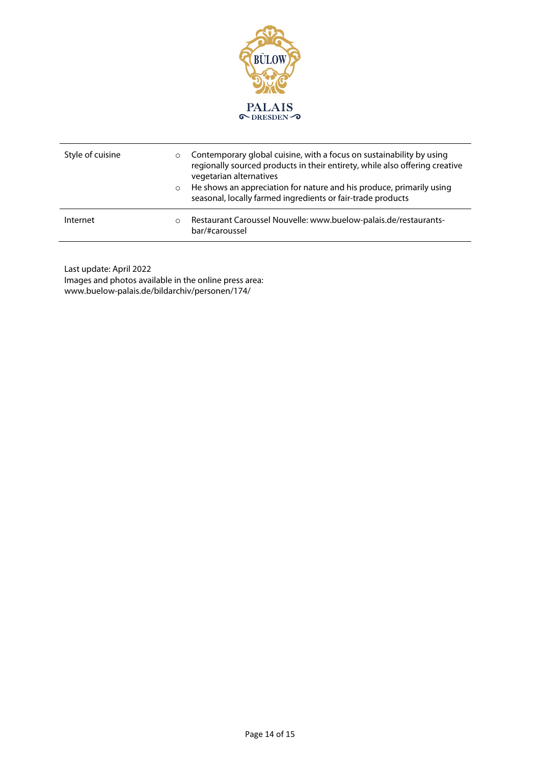| Style of cuisine | ○ Contemporary global cuisine, with a focus on sustainability by using regionally sourced products in their entirety, while also offering creative vegetarian alternatives<br>○ He shows an appreciation for nature and his produce, primarily using seasonal, locally farmed ingredients or fair-trade products |
|---|---|
| Internet | ○ Restaurant Caroussel Nouvelle: www.buelow-palais.de/restaurants-bar/#caroussel |

Last update: April 2022
Images and photos available in the online press area:
www.buelow-palais.de/bildarchiv/personen/174/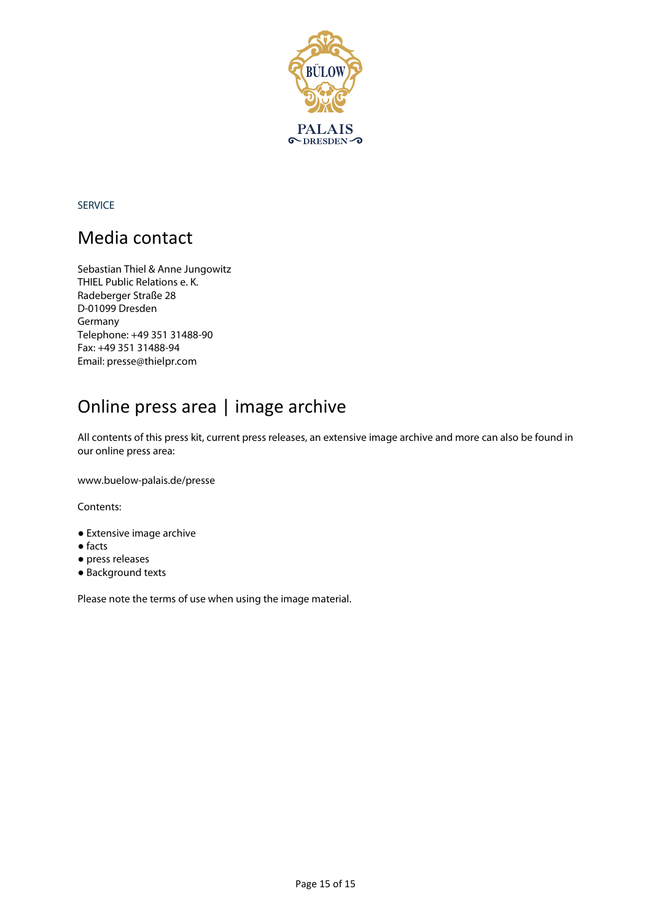SERVICE

## Media contact

Sebastian Thiel & Anne Jungowitz
THIEL Public Relations e. K.
Radeberger Straße 28
D-01099 Dresden
Germany
Telephone: +49 351 31488-90
Fax: +49 351 31488-94
Email: presse@thielpr.com

## Online press area | image archive

All contents of this press kit, current press releases, an extensive image archive and more can also be found in our online press area:

www.buelow-palais.de/presse

Contents:

- Extensive image archive
- facts
- press releases
- Background texts

Please note the terms of use when using the image material.